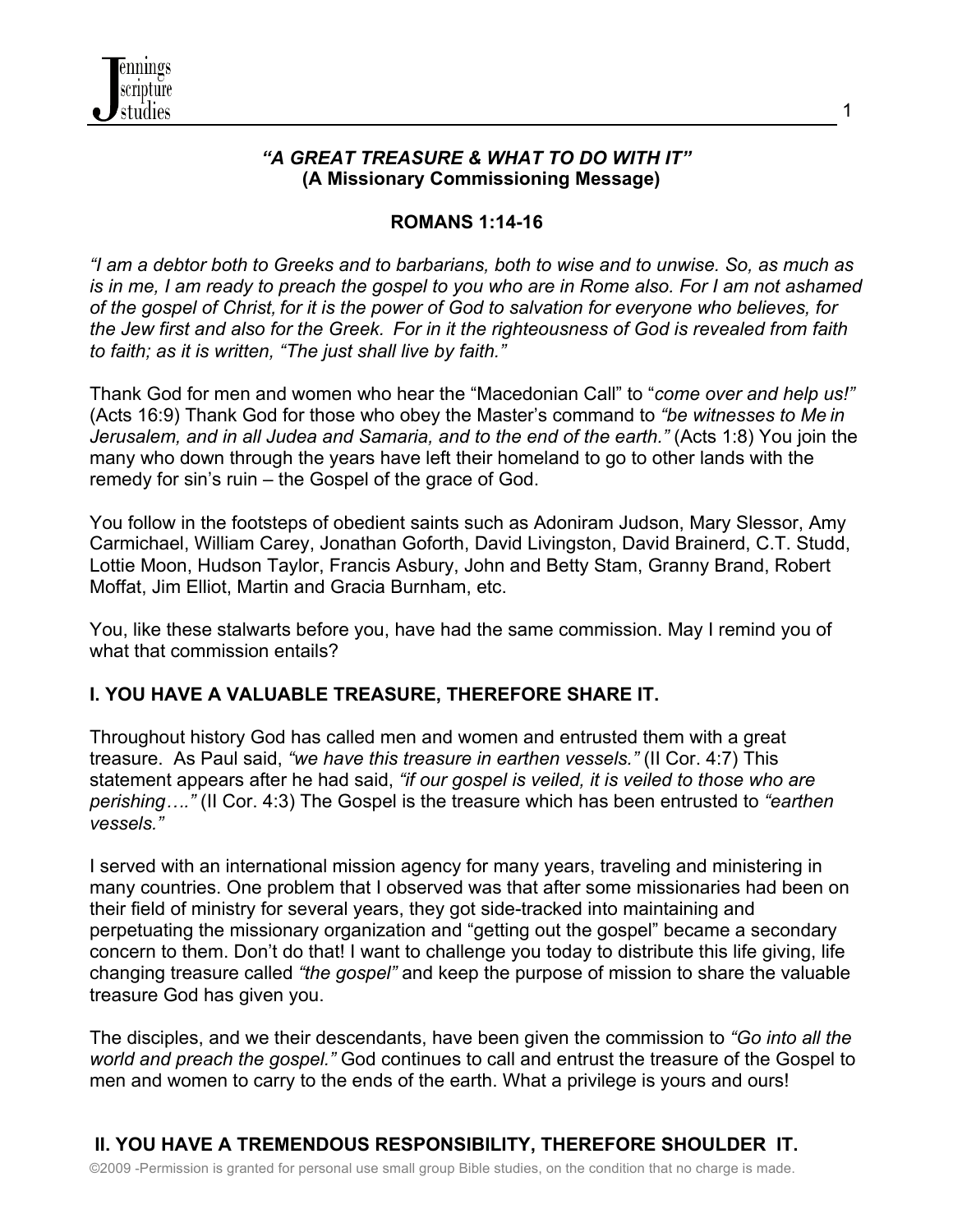## *"A GREAT TREASURE & WHAT TO DO WITH IT"*
**(A Missionary Commissioning Message)**

**ROMANS 1:14-16**

*"I am a debtor both to Greeks and to barbarians, both to wise and to unwise. So, as much as is in me, I am ready to preach the gospel to you who are in Rome also. For I am not ashamed of the gospel of Christ, for it is the power of God to salvation for everyone who believes, for the Jew first and also for the Greek. For in it the righteousness of God is revealed from faith to faith; as it is written, "The just shall live by faith."*

Thank God for men and women who hear the "Macedonian Call" to "*come over and help us!"* (Acts 16:9) Thank God for those who obey the Master's command to *"be witnesses to Me in Jerusalem, and in all Judea and Samaria, and to the end of the earth."* (Acts 1:8) You join the many who down through the years have left their homeland to go to other lands with the remedy for sin's ruin – the Gospel of the grace of God.

You follow in the footsteps of obedient saints such as Adoniram Judson, Mary Slessor, Amy Carmichael, William Carey, Jonathan Goforth, David Livingston, David Brainerd, C.T. Studd, Lottie Moon, Hudson Taylor, Francis Asbury, John and Betty Stam, Granny Brand, Robert Moffat, Jim Elliot, Martin and Gracia Burnham, etc.

You, like these stalwarts before you, have had the same commission. May I remind you of what that commission entails?

### I. YOU HAVE A VALUABLE TREASURE, THEREFORE SHARE IT.

Throughout history God has called men and women and entrusted them with a great treasure. As Paul said, *"we have this treasure in earthen vessels."* (II Cor. 4:7) This statement appears after he had said, *"if our gospel is veiled, it is veiled to those who are perishing…."* (II Cor. 4:3) The Gospel is the treasure which has been entrusted to *"earthen vessels."*

I served with an international mission agency for many years, traveling and ministering in many countries. One problem that I observed was that after some missionaries had been on their field of ministry for several years, they got side-tracked into maintaining and perpetuating the missionary organization and "getting out the gospel" became a secondary concern to them. Don't do that! I want to challenge you today to distribute this life giving, life changing treasure called *"the gospel"* and keep the purpose of mission to share the valuable treasure God has given you.

The disciples, and we their descendants, have been given the commission to *"Go into all the world and preach the gospel."* God continues to call and entrust the treasure of the Gospel to men and women to carry to the ends of the earth. What a privilege is yours and ours!

### II. YOU HAVE A TREMENDOUS RESPONSIBILITY, THEREFORE SHOULDER IT.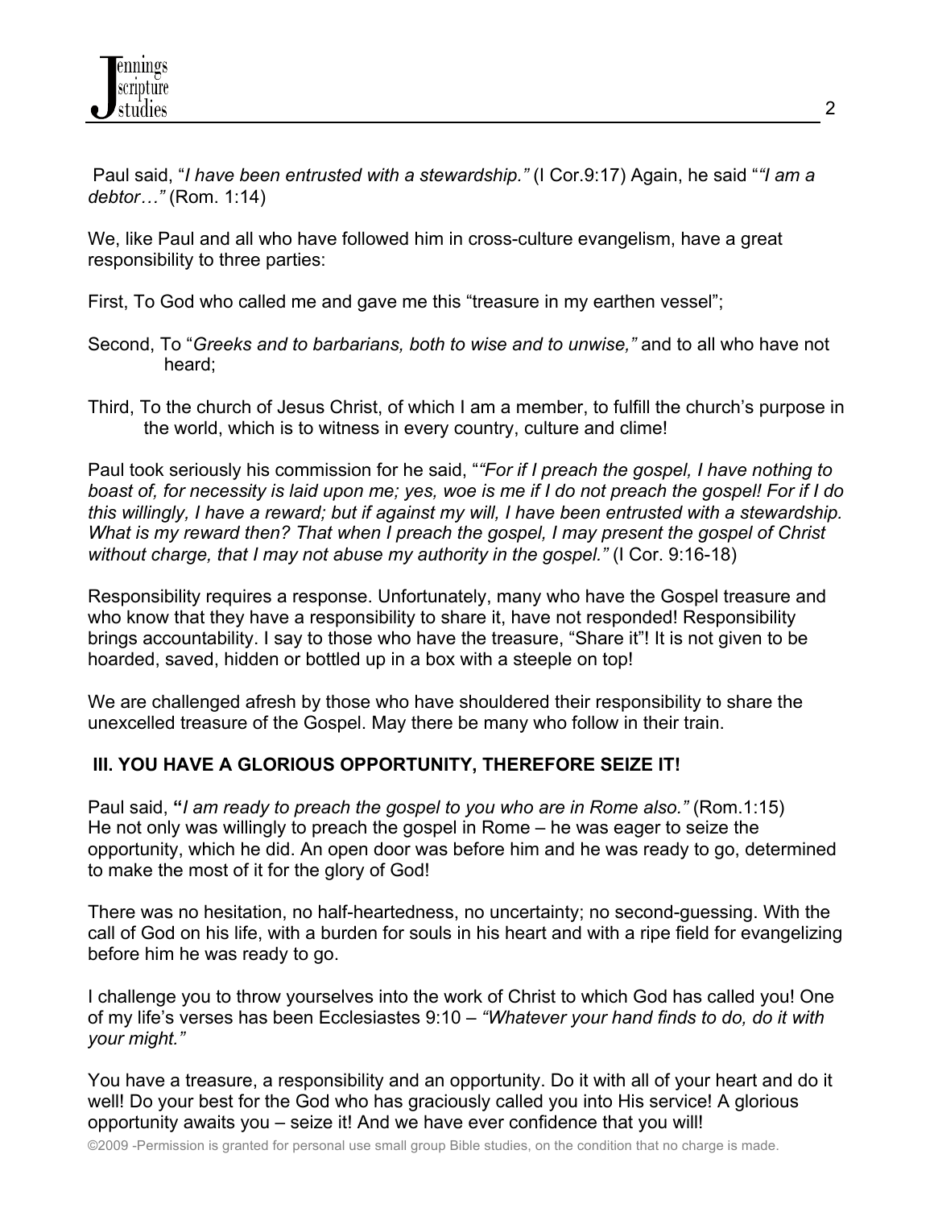Paul said, "*I have been entrusted with a stewardship."* (I Cor.9:17) Again, he said "*"I am a debtor…"* (Rom. 1:14)

We, like Paul and all who have followed him in cross-culture evangelism, have a great responsibility to three parties:

First, To God who called me and gave me this "treasure in my earthen vessel";

Second, To "*Greeks and to barbarians, both to wise and to unwise,"* and to all who have not heard;

Third, To the church of Jesus Christ, of which I am a member, to fulfill the church's purpose in the world, which is to witness in every country, culture and clime!

Paul took seriously his commission for he said, "*"For if I preach the gospel, I have nothing to boast of, for necessity is laid upon me; yes, woe is me if I do not preach the gospel! For if I do this willingly, I have a reward; but if against my will, I have been entrusted with a stewardship. What is my reward then? That when I preach the gospel, I may present the gospel of Christ without charge, that I may not abuse my authority in the gospel."* (I Cor. 9:16-18)

Responsibility requires a response. Unfortunately, many who have the Gospel treasure and who know that they have a responsibility to share it, have not responded! Responsibility brings accountability. I say to those who have the treasure, "Share it"! It is not given to be hoarded, saved, hidden or bottled up in a box with a steeple on top!

We are challenged afresh by those who have shouldered their responsibility to share the unexcelled treasure of the Gospel. May there be many who follow in their train.

## III. YOU HAVE A GLORIOUS OPPORTUNITY, THEREFORE SEIZE IT!

Paul said, **"***I am ready to preach the gospel to you who are in Rome also."* (Rom.1:15) He not only was willingly to preach the gospel in Rome – he was eager to seize the opportunity, which he did. An open door was before him and he was ready to go, determined to make the most of it for the glory of God!

There was no hesitation, no half-heartedness, no uncertainty; no second-guessing. With the call of God on his life, with a burden for souls in his heart and with a ripe field for evangelizing before him he was ready to go.

I challenge you to throw yourselves into the work of Christ to which God has called you! One of my life's verses has been Ecclesiastes 9:10 – *"Whatever your hand finds to do, do it with your might."*

You have a treasure, a responsibility and an opportunity. Do it with all of your heart and do it well! Do your best for the God who has graciously called you into His service! A glorious opportunity awaits you – seize it! And we have ever confidence that you will!

©2009 -Permission is granted for personal use small group Bible studies, on the condition that no charge is made.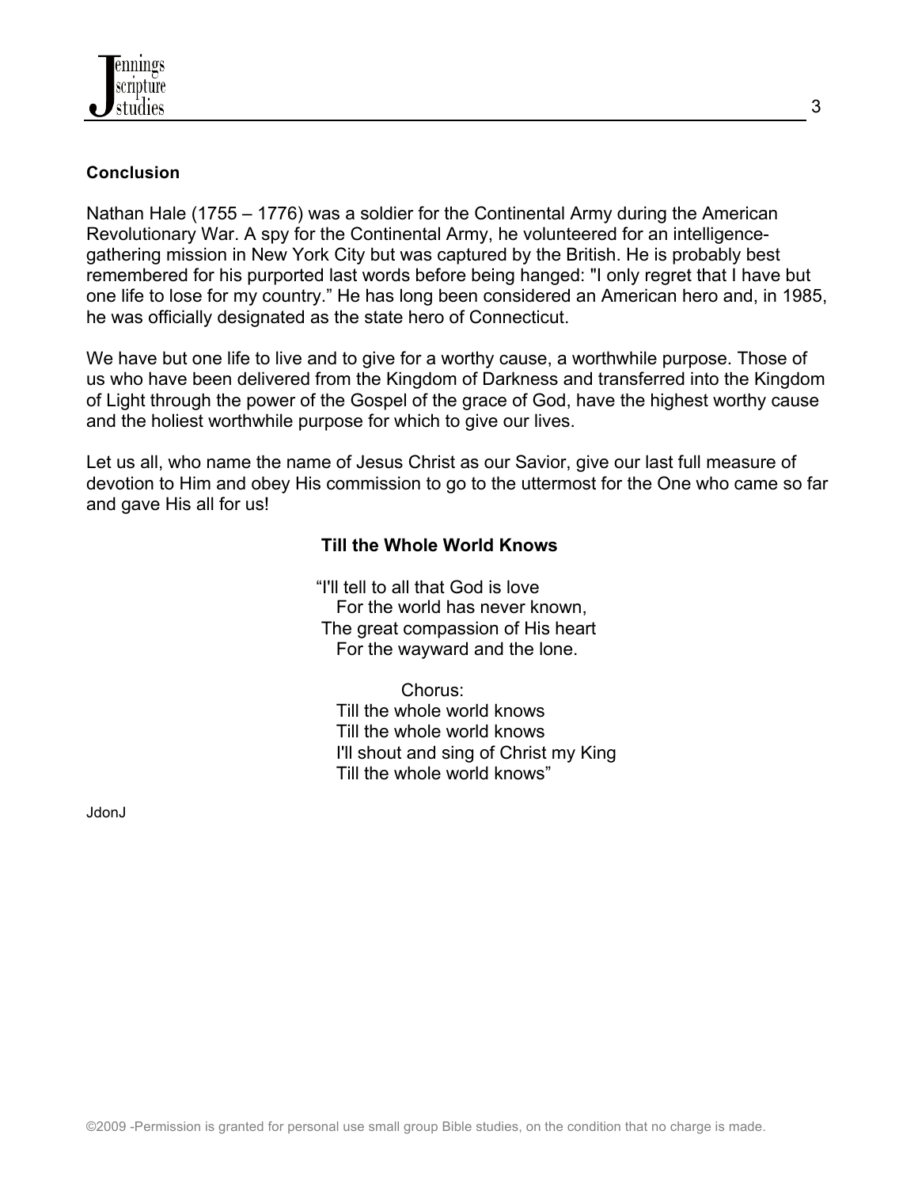## Conclusion

Nathan Hale (1755 – 1776) was a soldier for the Continental Army during the American Revolutionary War. A spy for the Continental Army, he volunteered for an intelligence-gathering mission in New York City but was captured by the British. He is probably best remembered for his purported last words before being hanged: "I only regret that I have but one life to lose for my country." He has long been considered an American hero and, in 1985, he was officially designated as the state hero of Connecticut.

We have but one life to live and to give for a worthy cause, a worthwhile purpose. Those of us who have been delivered from the Kingdom of Darkness and transferred into the Kingdom of Light through the power of the Gospel of the grace of God, have the highest worthy cause and the holiest worthwhile purpose for which to give our lives.

Let us all, who name the name of Jesus Christ as our Savior, give our last full measure of devotion to Him and obey His commission to go to the uttermost for the One who came so far and gave His all for us!

**Till the Whole World Knows**

"I'll tell to all that God is love
For the world has never known,
The great compassion of His heart
For the wayward and the lone.

Chorus:
Till the whole world knows
Till the whole world knows
I'll shout and sing of Christ my King
Till the whole world knows"

JdonJ

©2009 -Permission is granted for personal use small group Bible studies, on the condition that no charge is made.